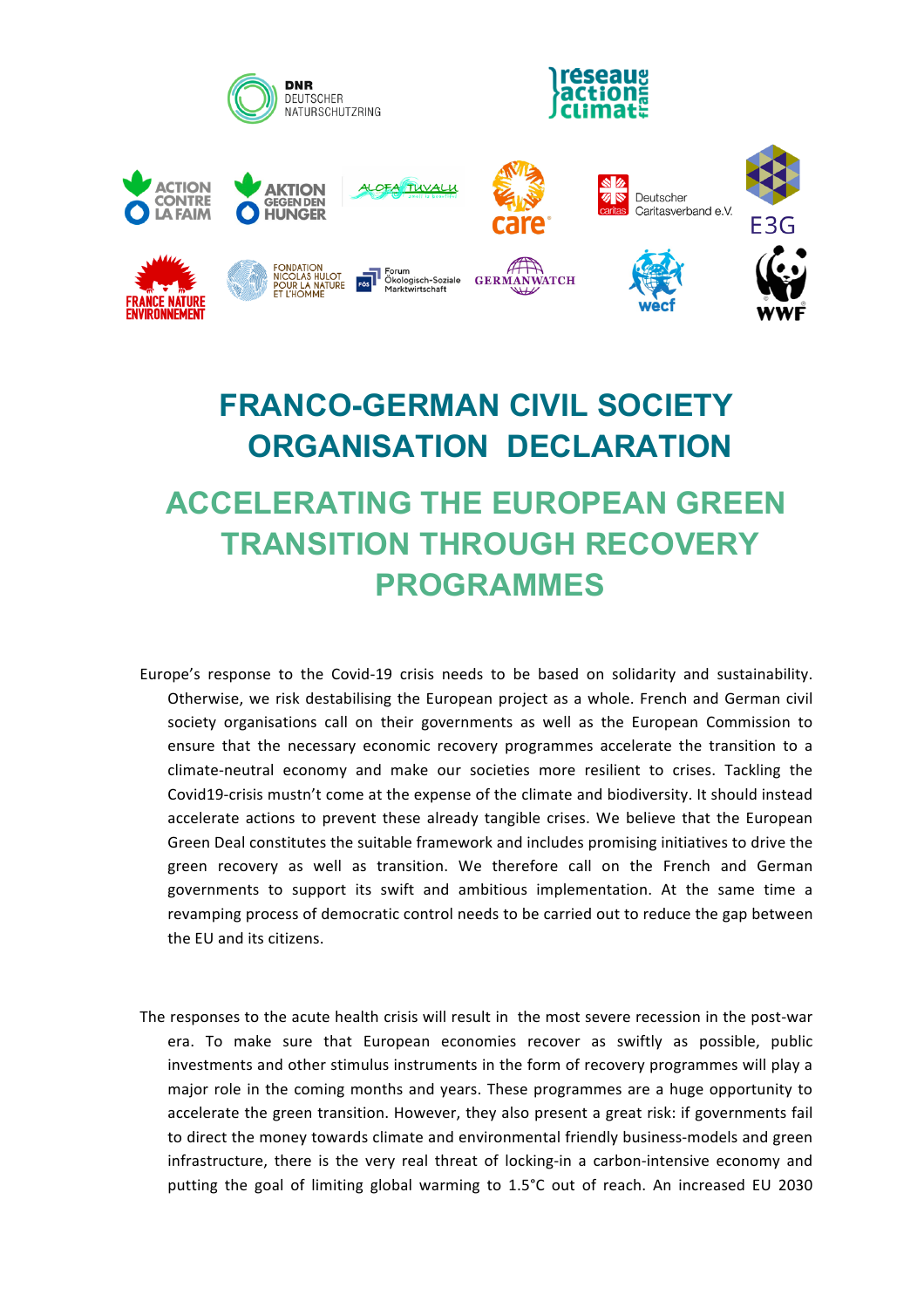# FRANCO-GERMAN CIVIL SOCIETY ORGANISATION DECLARATION

## ACCELERATING THE EUROPEAN GREEN TRANSITION THROUGH RECOVERY PROGRAMMES

Europe's response to the Covid-19 crisis needs to be based on solidarity and sustainability. Otherwise, we risk destabilising the European project as a whole. French and German civil society organisations call on their governments as well as the European Commission to ensure that the necessary economic recovery programmes accelerate the transition to a climate-neutral economy and make our societies more resilient to crises. Tackling the Covid19-crisis mustn't come at the expense of the climate and biodiversity. It should instead accelerate actions to prevent these already tangible crises. We believe that the European Green Deal constitutes the suitable framework and includes promising initiatives to drive the green recovery as well as transition. We therefore call on the French and German governments to support its swift and ambitious implementation. At the same time a revamping process of democratic control needs to be carried out to reduce the gap between the EU and its citizens.

The responses to the acute health crisis will result in the most severe recession in the post-war era. To make sure that European economies recover as swiftly as possible, public investments and other stimulus instruments in the form of recovery programmes will play a major role in the coming months and years. These programmes are a huge opportunity to accelerate the green transition. However, they also present a great risk: if governments fail to direct the money towards climate and environmental friendly business-models and green infrastructure, there is the very real threat of locking-in a carbon-intensive economy and putting the goal of limiting global warming to 1.5°C out of reach. An increased EU 2030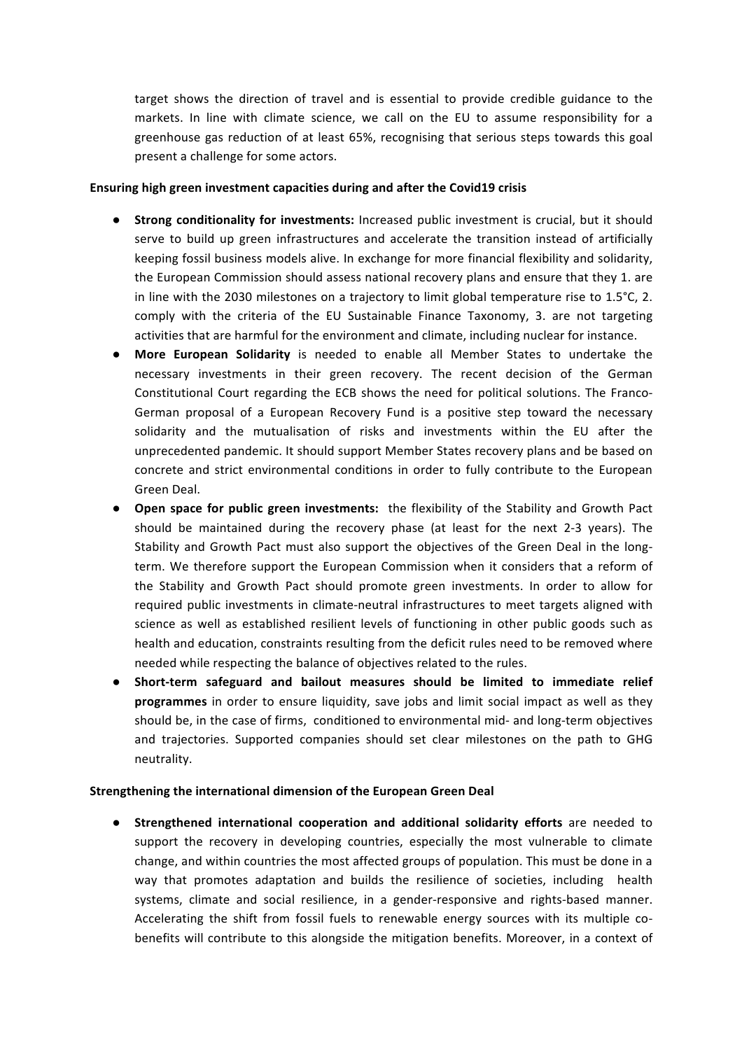target shows the direction of travel and is essential to provide credible guidance to the markets. In line with climate science, we call on the EU to assume responsibility for a greenhouse gas reduction of at least 65%, recognising that serious steps towards this goal present a challenge for some actors.

**Ensuring high green investment capacities during and after the Covid19 crisis**

- **Strong conditionality for investments:** Increased public investment is crucial, but it should serve to build up green infrastructures and accelerate the transition instead of artificially keeping fossil business models alive. In exchange for more financial flexibility and solidarity, the European Commission should assess national recovery plans and ensure that they 1. are in line with the 2030 milestones on a trajectory to limit global temperature rise to 1.5°C, 2. comply with the criteria of the EU Sustainable Finance Taxonomy, 3. are not targeting activities that are harmful for the environment and climate, including nuclear for instance.
- **More European Solidarity** is needed to enable all Member States to undertake the necessary investments in their green recovery. The recent decision of the German Constitutional Court regarding the ECB shows the need for political solutions. The Franco-German proposal of a European Recovery Fund is a positive step toward the necessary solidarity and the mutualisation of risks and investments within the EU after the unprecedented pandemic. It should support Member States recovery plans and be based on concrete and strict environmental conditions in order to fully contribute to the European Green Deal.
- **Open space for public green investments:** the flexibility of the Stability and Growth Pact should be maintained during the recovery phase (at least for the next 2-3 years). The Stability and Growth Pact must also support the objectives of the Green Deal in the long-term. We therefore support the European Commission when it considers that a reform of the Stability and Growth Pact should promote green investments. In order to allow for required public investments in climate-neutral infrastructures to meet targets aligned with science as well as established resilient levels of functioning in other public goods such as health and education, constraints resulting from the deficit rules need to be removed where needed while respecting the balance of objectives related to the rules.
- **Short-term safeguard and bailout measures should be limited to immediate relief programmes** in order to ensure liquidity, save jobs and limit social impact as well as they should be, in the case of firms, conditioned to environmental mid- and long-term objectives and trajectories. Supported companies should set clear milestones on the path to GHG neutrality.

**Strengthening the international dimension of the European Green Deal**

- **Strengthened international cooperation and additional solidarity efforts** are needed to support the recovery in developing countries, especially the most vulnerable to climate change, and within countries the most affected groups of population. This must be done in a way that promotes adaptation and builds the resilience of societies, including health systems, climate and social resilience, in a gender-responsive and rights-based manner. Accelerating the shift from fossil fuels to renewable energy sources with its multiple co-benefits will contribute to this alongside the mitigation benefits. Moreover, in a context of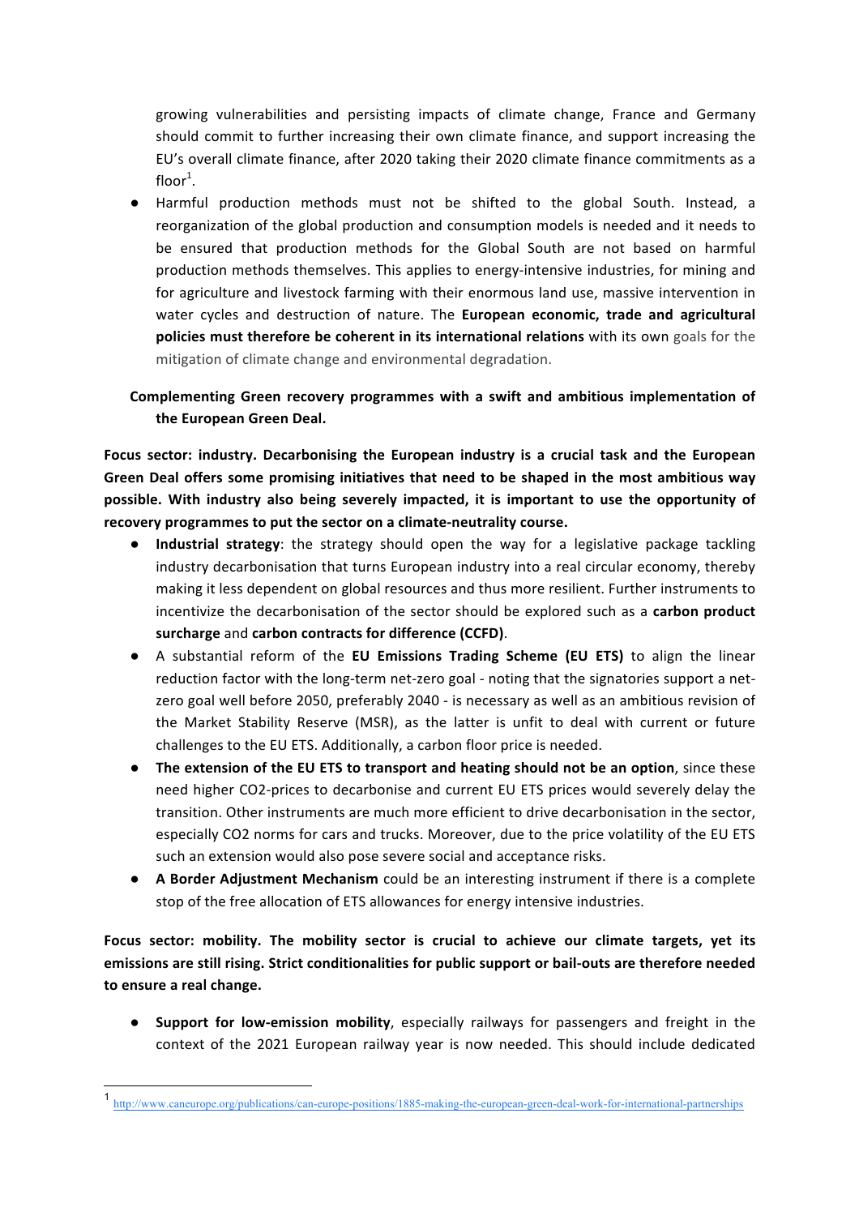growing vulnerabilities and persisting impacts of climate change, France and Germany should commit to further increasing their own climate finance, and support increasing the EU's overall climate finance, after 2020 taking their 2020 climate finance commitments as a floor[1].

- Harmful production methods must not be shifted to the global South. Instead, a reorganization of the global production and consumption models is needed and it needs to be ensured that production methods for the Global South are not based on harmful production methods themselves. This applies to energy-intensive industries, for mining and for agriculture and livestock farming with their enormous land use, massive intervention in water cycles and destruction of nature. The **European economic, trade and agricultural policies must therefore be coherent in its international relations** with its own goals for the mitigation of climate change and environmental degradation.

**Complementing Green recovery programmes with a swift and ambitious implementation of the European Green Deal.**

**Focus sector: industry. Decarbonising the European industry is a crucial task and the European Green Deal offers some promising initiatives that need to be shaped in the most ambitious way possible. With industry also being severely impacted, it is important to use the opportunity of recovery programmes to put the sector on a climate-neutrality course.**

- **Industrial strategy**: the strategy should open the way for a legislative package tackling industry decarbonisation that turns European industry into a real circular economy, thereby making it less dependent on global resources and thus more resilient. Further instruments to incentivize the decarbonisation of the sector should be explored such as a **carbon product surcharge** and **carbon contracts for difference (CCFD)**.
- A substantial reform of the **EU Emissions Trading Scheme (EU ETS)** to align the linear reduction factor with the long-term net-zero goal - noting that the signatories support a net-zero goal well before 2050, preferably 2040 - is necessary as well as an ambitious revision of the Market Stability Reserve (MSR), as the latter is unfit to deal with current or future challenges to the EU ETS. Additionally, a carbon floor price is needed.
- **The extension of the EU ETS to transport and heating should not be an option**, since these need higher CO2-prices to decarbonise and current EU ETS prices would severely delay the transition. Other instruments are much more efficient to drive decarbonisation in the sector, especially CO2 norms for cars and trucks. Moreover, due to the price volatility of the EU ETS such an extension would also pose severe social and acceptance risks.
- **A Border Adjustment Mechanism** could be an interesting instrument if there is a complete stop of the free allocation of ETS allowances for energy intensive industries.

**Focus sector: mobility. The mobility sector is crucial to achieve our climate targets, yet its emissions are still rising. Strict conditionalities for public support or bail-outs are therefore needed to ensure a real change.**

- **Support for low-emission mobility**, especially railways for passengers and freight in the context of the 2021 European railway year is now needed. This should include dedicated

---

[1] http://www.caneurope.org/publications/can-europe-positions/1885-making-the-european-green-deal-work-for-international-partnerships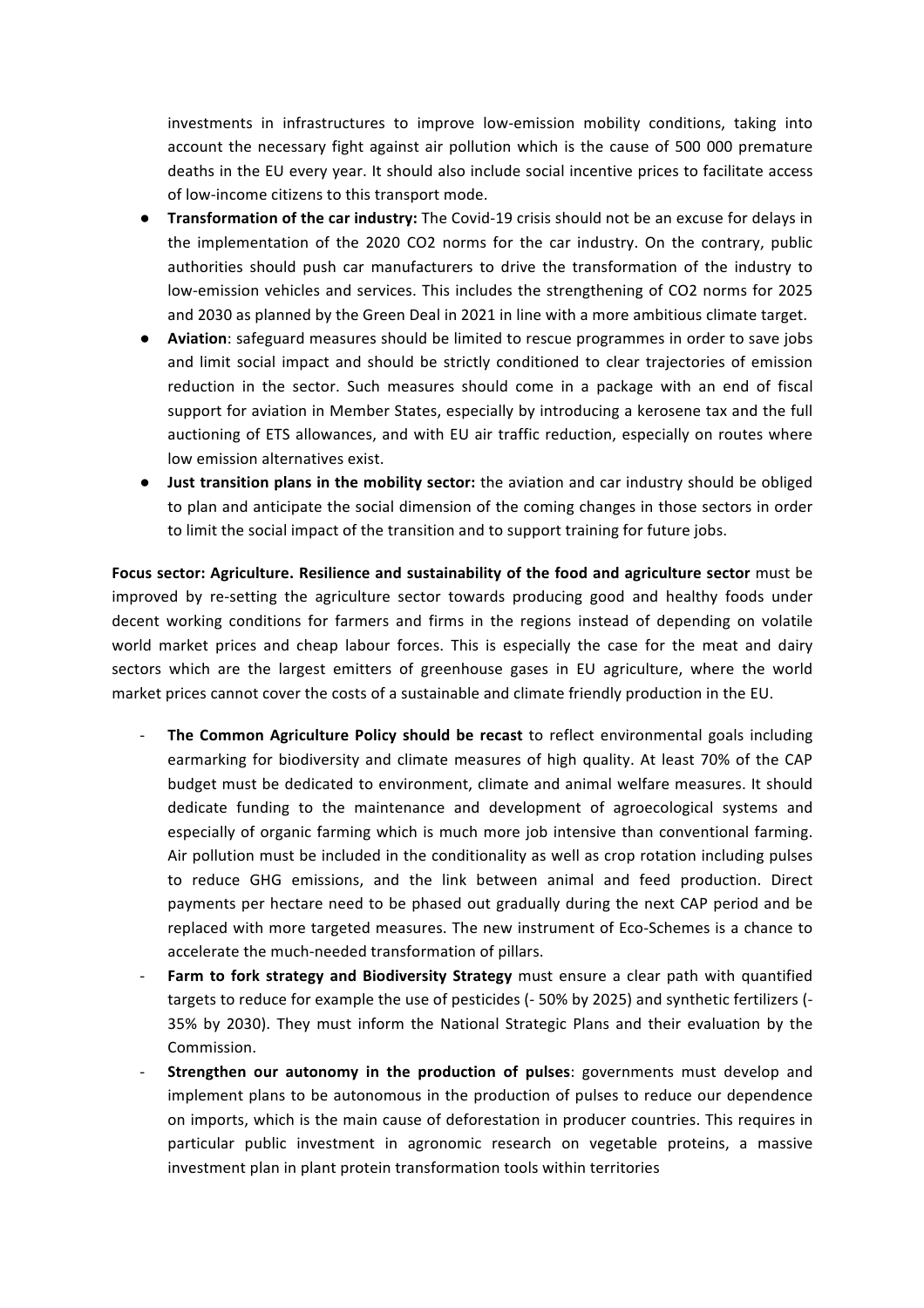investments in infrastructures to improve low-emission mobility conditions, taking into account the necessary fight against air pollution which is the cause of 500 000 premature deaths in the EU every year. It should also include social incentive prices to facilitate access of low-income citizens to this transport mode.

- **Transformation of the car industry:** The Covid-19 crisis should not be an excuse for delays in the implementation of the 2020 $CO_2$ norms for the car industry. On the contrary, public authorities should push car manufacturers to drive the transformation of the industry to low-emission vehicles and services. This includes the strengthening of $CO_2$ norms for 2025 and 2030 as planned by the Green Deal in 2021 in line with a more ambitious climate target.
- **Aviation**: safeguard measures should be limited to rescue programmes in order to save jobs and limit social impact and should be strictly conditioned to clear trajectories of emission reduction in the sector. Such measures should come in a package with an end of fiscal support for aviation in Member States, especially by introducing a kerosene tax and the full auctioning of ETS allowances, and with EU air traffic reduction, especially on routes where low emission alternatives exist.
- **Just transition plans in the mobility sector:** the aviation and car industry should be obliged to plan and anticipate the social dimension of the coming changes in those sectors in order to limit the social impact of the transition and to support training for future jobs.

**Focus sector: Agriculture. Resilience and sustainability of the food and agriculture sector** must be improved by re-setting the agriculture sector towards producing good and healthy foods under decent working conditions for farmers and firms in the regions instead of depending on volatile world market prices and cheap labour forces. This is especially the case for the meat and dairy sectors which are the largest emitters of greenhouse gases in EU agriculture, where the world market prices cannot cover the costs of a sustainable and climate friendly production in the EU.

- **The Common Agriculture Policy should be recast** to reflect environmental goals including earmarking for biodiversity and climate measures of high quality. At least 70% of the CAP budget must be dedicated to environment, climate and animal welfare measures. It should dedicate funding to the maintenance and development of agroecological systems and especially of organic farming which is much more job intensive than conventional farming. Air pollution must be included in the conditionality as well as crop rotation including pulses to reduce GHG emissions, and the link between animal and feed production. Direct payments per hectare need to be phased out gradually during the next CAP period and be replaced with more targeted measures. The new instrument of Eco-Schemes is a chance to accelerate the much-needed transformation of pillars.
- **Farm to fork strategy and Biodiversity Strategy** must ensure a clear path with quantified targets to reduce for example the use of pesticides (- 50% by 2025) and synthetic fertilizers (-35% by 2030). They must inform the National Strategic Plans and their evaluation by the Commission.
- **Strengthen our autonomy in the production of pulses**: governments must develop and implement plans to be autonomous in the production of pulses to reduce our dependence on imports, which is the main cause of deforestation in producer countries. This requires in particular public investment in agronomic research on vegetable proteins, a massive investment plan in plant protein transformation tools within territories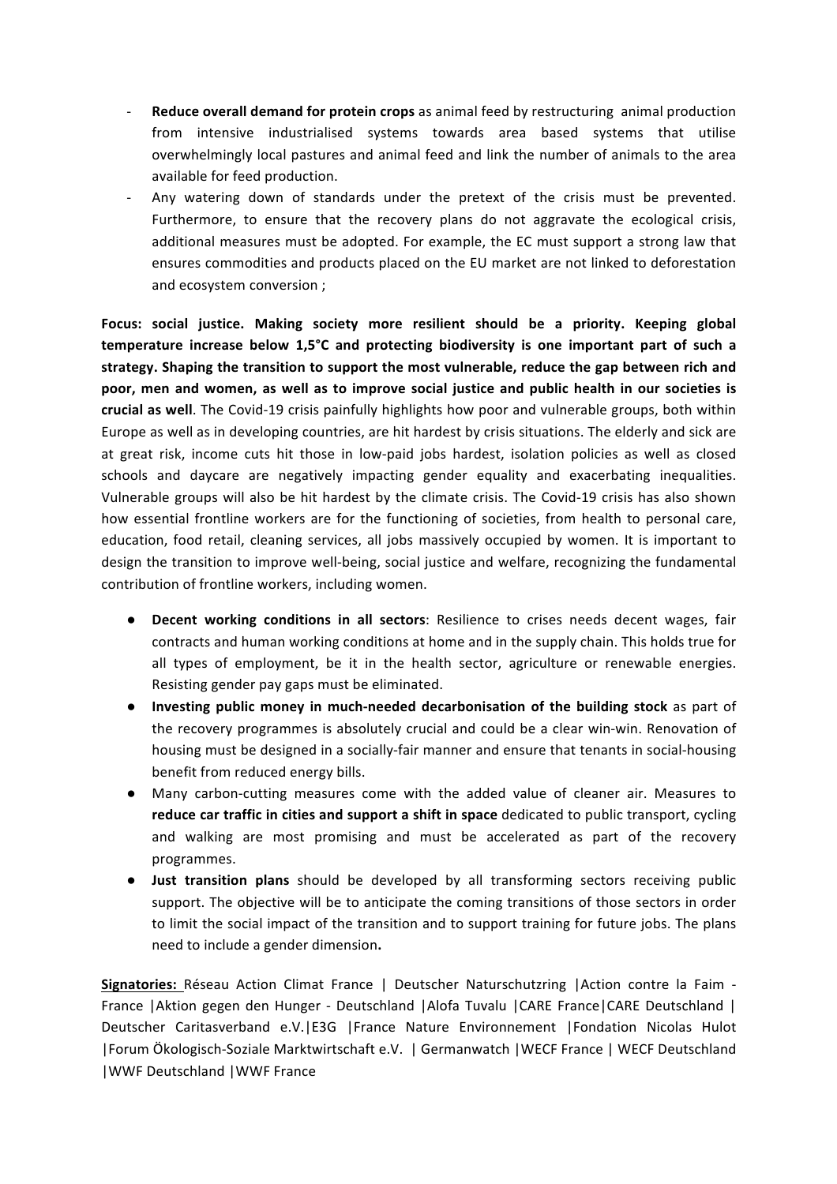- **Reduce overall demand for protein crops** as animal feed by restructuring animal production from intensive industrialised systems towards area based systems that utilise overwhelmingly local pastures and animal feed and link the number of animals to the area available for feed production.
- Any watering down of standards under the pretext of the crisis must be prevented. Furthermore, to ensure that the recovery plans do not aggravate the ecological crisis, additional measures must be adopted. For example, the EC must support a strong law that ensures commodities and products placed on the EU market are not linked to deforestation and ecosystem conversion ;

**Focus: social justice. Making society more resilient should be a priority. Keeping global temperature increase below 1,5°C and protecting biodiversity is one important part of such a strategy. Shaping the transition to support the most vulnerable, reduce the gap between rich and poor, men and women, as well as to improve social justice and public health in our societies is crucial as well**. The Covid-19 crisis painfully highlights how poor and vulnerable groups, both within Europe as well as in developing countries, are hit hardest by crisis situations. The elderly and sick are at great risk, income cuts hit those in low-paid jobs hardest, isolation policies as well as closed schools and daycare are negatively impacting gender equality and exacerbating inequalities. Vulnerable groups will also be hit hardest by the climate crisis. The Covid-19 crisis has also shown how essential frontline workers are for the functioning of societies, from health to personal care, education, food retail, cleaning services, all jobs massively occupied by women. It is important to design the transition to improve well-being, social justice and welfare, recognizing the fundamental contribution of frontline workers, including women.

- **Decent working conditions in all sectors**: Resilience to crises needs decent wages, fair contracts and human working conditions at home and in the supply chain. This holds true for all types of employment, be it in the health sector, agriculture or renewable energies. Resisting gender pay gaps must be eliminated.
- **Investing public money in much-needed decarbonisation of the building stock** as part of the recovery programmes is absolutely crucial and could be a clear win-win. Renovation of housing must be designed in a socially-fair manner and ensure that tenants in social-housing benefit from reduced energy bills.
- Many carbon-cutting measures come with the added value of cleaner air. Measures to **reduce car traffic in cities and support a shift in space** dedicated to public transport, cycling and walking are most promising and must be accelerated as part of the recovery programmes.
- **Just transition plans** should be developed by all transforming sectors receiving public support. The objective will be to anticipate the coming transitions of those sectors in order to limit the social impact of the transition and to support training for future jobs. The plans need to include a gender dimension**.**

**Signatories:** Réseau Action Climat France | Deutscher Naturschutzring |Action contre la Faim - France |Aktion gegen den Hunger - Deutschland |Alofa Tuvalu |CARE France|CARE Deutschland | Deutscher Caritasverband e.V.|E3G |France Nature Environnement |Fondation Nicolas Hulot |Forum Ökologisch-Soziale Marktwirtschaft e.V. | Germanwatch |WECF France | WECF Deutschland |WWF Deutschland |WWF France